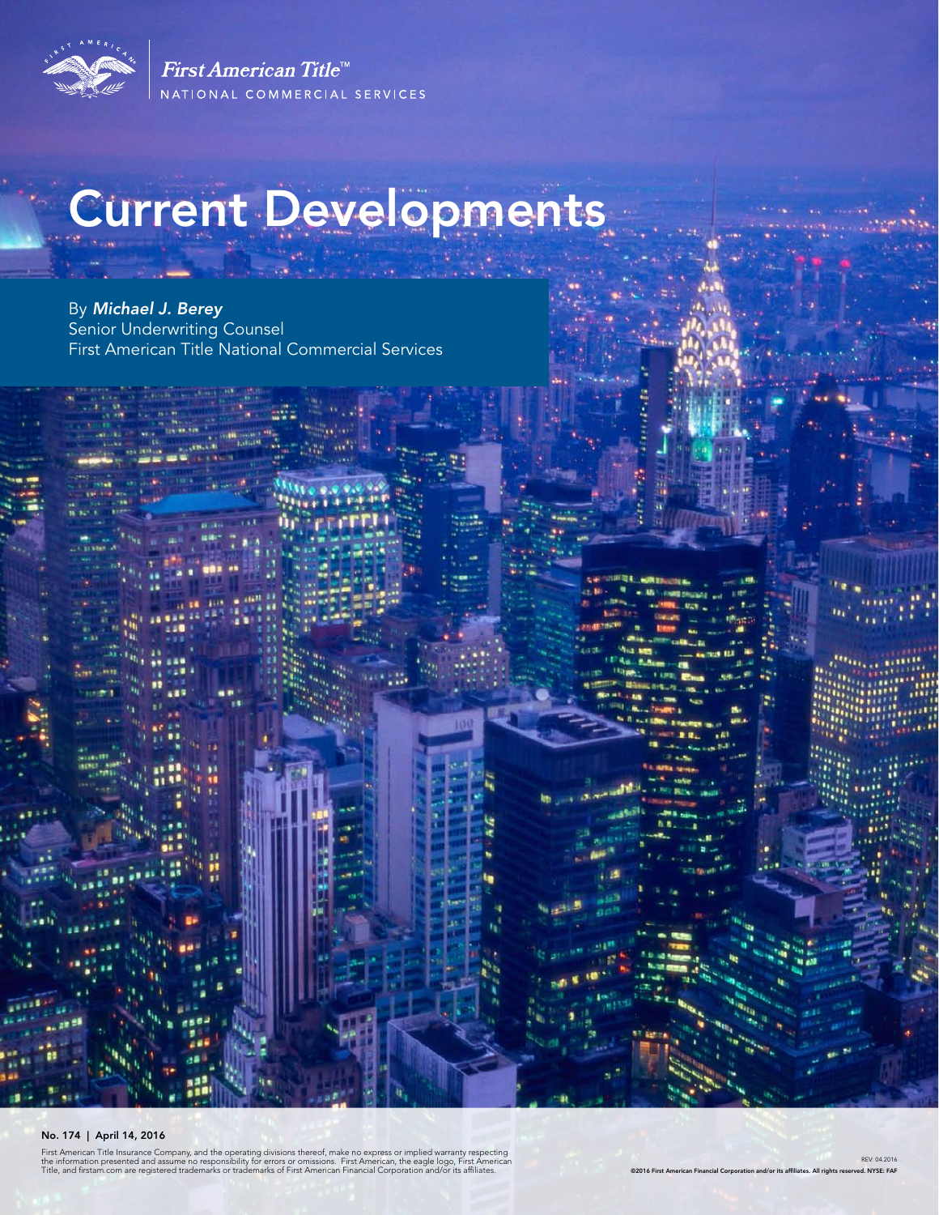First American Title™

NATIONAL COMMERCIAL SERVICES

# Current Developments

By ***Michael J. Berey***
Senior Underwriting Counsel
First American Title National Commercial Services

**No. 174 | April 14, 2016**

First American Title Insurance Company, and the operating divisions thereof, make no express or implied warranty respecting the information presented and assume no responsibility for errors or omissions. First American, the eagle logo, First American Title, and firstam.com are registered trademarks or trademarks of First American Financial Corporation and/or its affiliates.

REV: 04.2016

©2016 First American Financial Corporation and/or its affiliates. All rights reserved. NYSE: FAF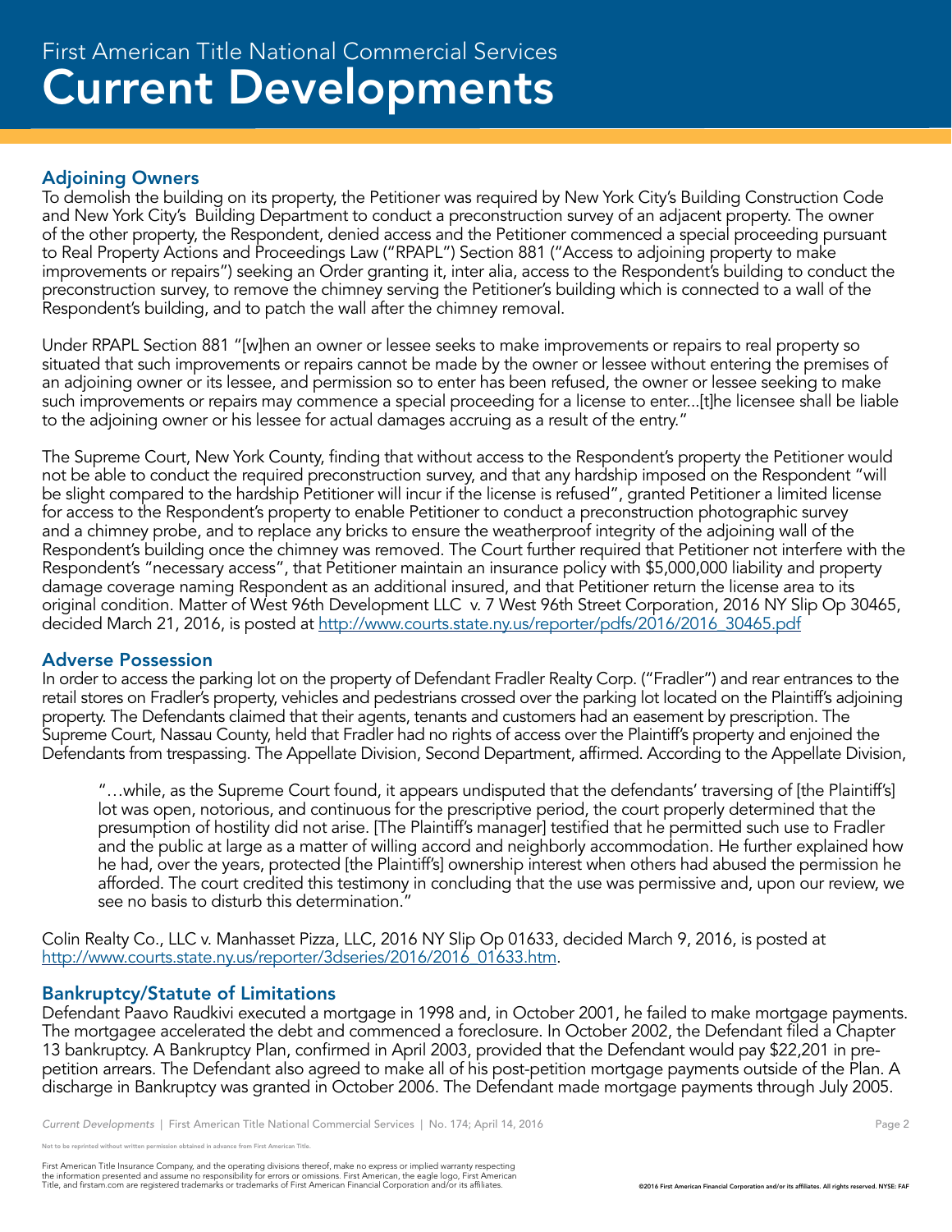## Adjoining Owners

To demolish the building on its property, the Petitioner was required by New York City's Building Construction Code and New York City's Building Department to conduct a preconstruction survey of an adjacent property. The owner of the other property, the Respondent, denied access and the Petitioner commenced a special proceeding pursuant to Real Property Actions and Proceedings Law ("RPAPL") Section 881 ("Access to adjoining property to make improvements or repairs") seeking an Order granting it, inter alia, access to the Respondent's building to conduct the preconstruction survey, to remove the chimney serving the Petitioner's building which is connected to a wall of the Respondent's building, and to patch the wall after the chimney removal.

Under RPAPL Section 881 "[w]hen an owner or lessee seeks to make improvements or repairs to real property so situated that such improvements or repairs cannot be made by the owner or lessee without entering the premises of an adjoining owner or its lessee, and permission so to enter has been refused, the owner or lessee seeking to make such improvements or repairs may commence a special proceeding for a license to enter...[t]he licensee shall be liable to the adjoining owner or his lessee for actual damages accruing as a result of the entry."

The Supreme Court, New York County, finding that without access to the Respondent's property the Petitioner would not be able to conduct the required preconstruction survey, and that any hardship imposed on the Respondent "will be slight compared to the hardship Petitioner will incur if the license is refused", granted Petitioner a limited license for access to the Respondent's property to enable Petitioner to conduct a preconstruction photographic survey and a chimney probe, and to replace any bricks to ensure the weatherproof integrity of the adjoining wall of the Respondent's building once the chimney was removed. The Court further required that Petitioner not interfere with the Respondent's "necessary access", that Petitioner maintain an insurance policy with $5,000,000 liability and property damage coverage naming Respondent as an additional insured, and that Petitioner return the license area to its original condition. Matter of West 96th Development LLC v. 7 West 96th Street Corporation, 2016 NY Slip Op 30465, decided March 21, 2016, is posted at http://www.courts.state.ny.us/reporter/pdfs/2016/2016_30465.pdf

## Adverse Possession

In order to access the parking lot on the property of Defendant Fradler Realty Corp. ("Fradler") and rear entrances to the retail stores on Fradler's property, vehicles and pedestrians crossed over the parking lot located on the Plaintiff's adjoining property. The Defendants claimed that their agents, tenants and customers had an easement by prescription. The Supreme Court, Nassau County, held that Fradler had no rights of access over the Plaintiff's property and enjoined the Defendants from trespassing. The Appellate Division, Second Department, affirmed. According to the Appellate Division,

> "…while, as the Supreme Court found, it appears undisputed that the defendants' traversing of [the Plaintiff's] lot was open, notorious, and continuous for the prescriptive period, the court properly determined that the presumption of hostility did not arise. [The Plaintiff's manager] testified that he permitted such use to Fradler and the public at large as a matter of willing accord and neighborly accommodation. He further explained how he had, over the years, protected [the Plaintiff's] ownership interest when others had abused the permission he afforded. The court credited this testimony in concluding that the use was permissive and, upon our review, we see no basis to disturb this determination."

Colin Realty Co., LLC v. Manhasset Pizza, LLC, 2016 NY Slip Op 01633, decided March 9, 2016, is posted at http://www.courts.state.ny.us/reporter/3dseries/2016/2016_01633.htm.

## Bankruptcy/Statute of Limitations

Defendant Paavo Raudkivi executed a mortgage in 1998 and, in October 2001, he failed to make mortgage payments. The mortgagee accelerated the debt and commenced a foreclosure. In October 2002, the Defendant filed a Chapter 13 bankruptcy. A Bankruptcy Plan, confirmed in April 2003, provided that the Defendant would pay $22,201 in pre-petition arrears. The Defendant also agreed to make all of his post-petition mortgage payments outside of the Plan. A discharge in Bankruptcy was granted in October 2006. The Defendant made mortgage payments through July 2005.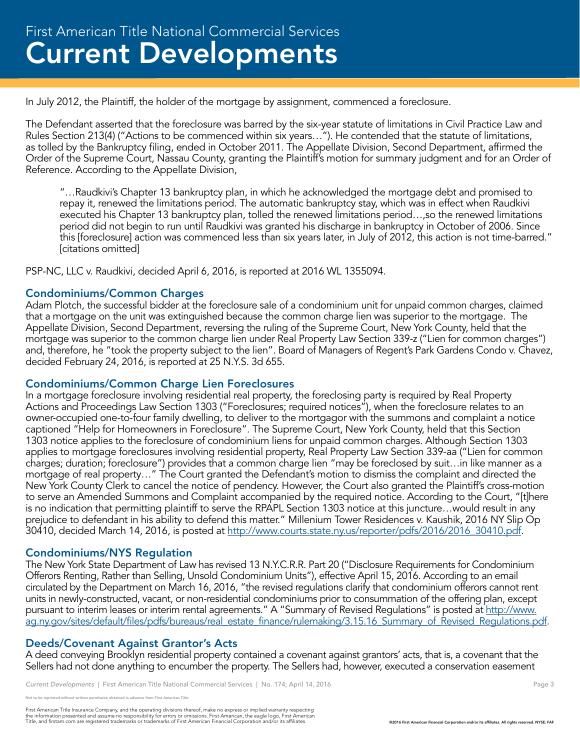In July 2012, the Plaintiff, the holder of the mortgage by assignment, commenced a foreclosure.

The Defendant asserted that the foreclosure was barred by the six-year statute of limitations in Civil Practice Law and Rules Section 213(4) ("Actions to be commenced within six years…"). He contended that the statute of limitations, as tolled by the Bankruptcy filing, ended in October 2011. The Appellate Division, Second Department, affirmed the Order of the Supreme Court, Nassau County, granting the Plaintiff's motion for summary judgment and for an Order of Reference. According to the Appellate Division,

> "…Raudkivi's Chapter 13 bankruptcy plan, in which he acknowledged the mortgage debt and promised to repay it, renewed the limitations period. The automatic bankruptcy stay, which was in effect when Raudkivi executed his Chapter 13 bankruptcy plan, tolled the renewed limitations period…,so the renewed limitations period did not begin to run until Raudkivi was granted his discharge in bankruptcy in October of 2006. Since this [foreclosure] action was commenced less than six years later, in July of 2012, this action is not time-barred." [citations omitted]

PSP-NC, LLC v. Raudkivi, decided April 6, 2016, is reported at 2016 WL 1355094.

## Condominiums/Common Charges

Adam Plotch, the successful bidder at the foreclosure sale of a condominium unit for unpaid common charges, claimed that a mortgage on the unit was extinguished because the common charge lien was superior to the mortgage. The Appellate Division, Second Department, reversing the ruling of the Supreme Court, New York County, held that the mortgage was superior to the common charge lien under Real Property Law Section 339-z ("Lien for common charges") and, therefore, he "took the property subject to the lien". Board of Managers of Regent's Park Gardens Condo v. Chavez, decided February 24, 2016, is reported at 25 N.Y.S. 3d 655.

## Condominiums/Common Charge Lien Foreclosures

In a mortgage foreclosure involving residential real property, the foreclosing party is required by Real Property Actions and Proceedings Law Section 1303 ("Foreclosures; required notices"), when the foreclosure relates to an owner-occupied one-to-four family dwelling, to deliver to the mortgagor with the summons and complaint a notice captioned "Help for Homeowners in Foreclosure". The Supreme Court, New York County, held that this Section 1303 notice applies to the foreclosure of condominium liens for unpaid common charges. Although Section 1303 applies to mortgage foreclosures involving residential property, Real Property Law Section 339-aa ("Lien for common charges; duration; foreclosure") provides that a common charge lien "may be foreclosed by suit…in like manner as a mortgage of real property…" The Court granted the Defendant's motion to dismiss the complaint and directed the New York County Clerk to cancel the notice of pendency. However, the Court also granted the Plaintiff's cross-motion to serve an Amended Summons and Complaint accompanied by the required notice. According to the Court, "[t]here is no indication that permitting plaintiff to serve the RPAPL Section 1303 notice at this juncture…would result in any prejudice to defendant in his ability to defend this matter." Millenium Tower Residences v. Kaushik, 2016 NY Slip Op 30410, decided March 14, 2016, is posted at http://www.courts.state.ny.us/reporter/pdfs/2016/2016_30410.pdf.

## Condominiums/NYS Regulation

The New York State Department of Law has revised 13 N.Y.C.R.R. Part 20 ("Disclosure Requirements for Condominium Offerors Renting, Rather than Selling, Unsold Condominium Units"), effective April 15, 2016. According to an email circulated by the Department on March 16, 2016, "the revised regulations clarify that condominium offerors cannot rent units in newly-constructed, vacant, or non-residential condominiums prior to consummation of the offering plan, except pursuant to interim leases or interim rental agreements." A "Summary of Revised Regulations" is posted at http://www.ag.ny.gov/sites/default/files/pdfs/bureaus/real_estate_finance/rulemaking/3.15.16_Summary_of_Revised_Regulations.pdf.

## Deeds/Covenant Against Grantor's Acts

A deed conveying Brooklyn residential property contained a covenant against grantors' acts, that is, a covenant that the Sellers had not done anything to encumber the property. The Sellers had, however, executed a conservation easement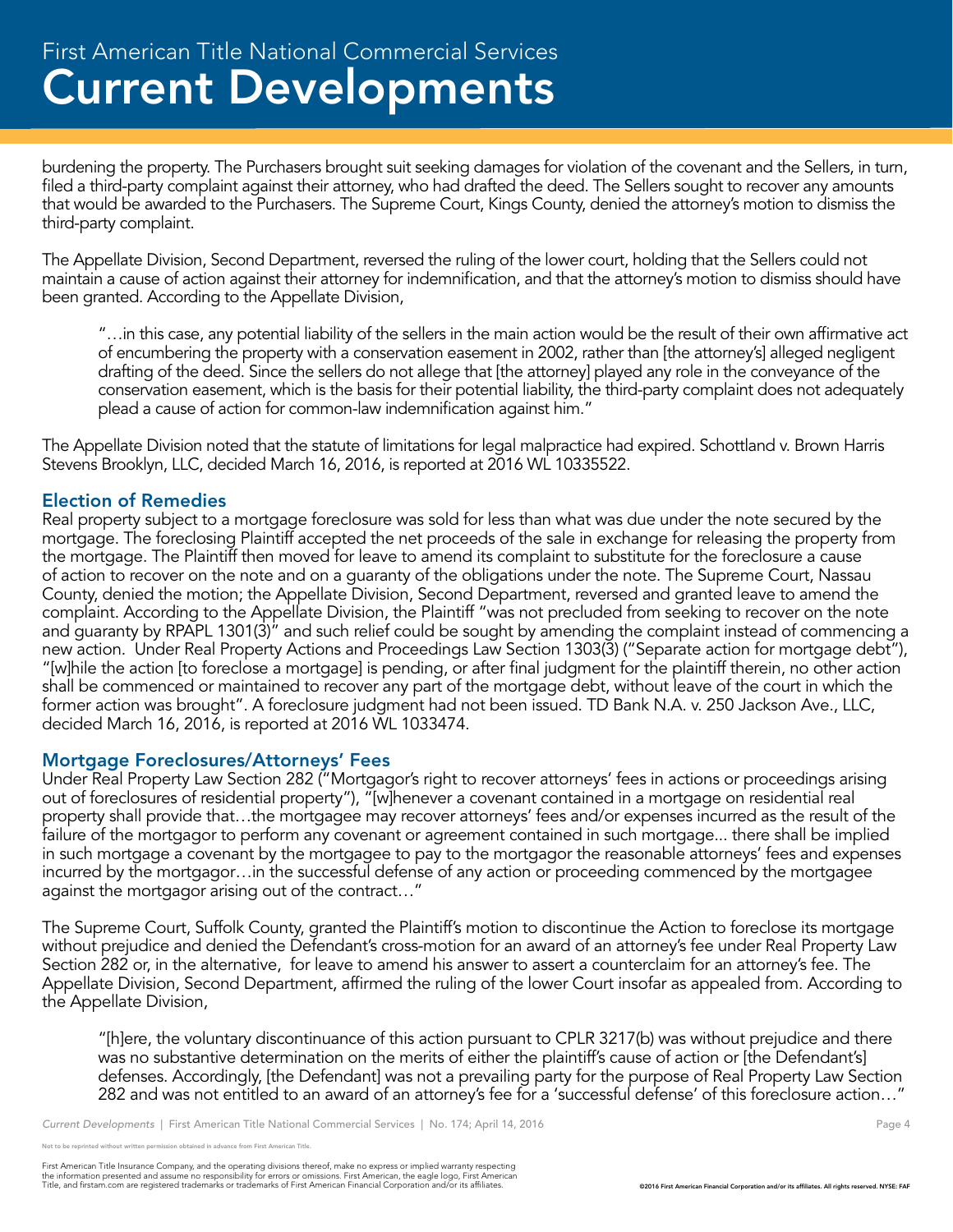burdening the property. The Purchasers brought suit seeking damages for violation of the covenant and the Sellers, in turn, filed a third-party complaint against their attorney, who had drafted the deed. The Sellers sought to recover any amounts that would be awarded to the Purchasers. The Supreme Court, Kings County, denied the attorney's motion to dismiss the third-party complaint.

The Appellate Division, Second Department, reversed the ruling of the lower court, holding that the Sellers could not maintain a cause of action against their attorney for indemnification, and that the attorney's motion to dismiss should have been granted. According to the Appellate Division,

> "…in this case, any potential liability of the sellers in the main action would be the result of their own affirmative act of encumbering the property with a conservation easement in 2002, rather than [the attorney's] alleged negligent drafting of the deed. Since the sellers do not allege that [the attorney] played any role in the conveyance of the conservation easement, which is the basis for their potential liability, the third-party complaint does not adequately plead a cause of action for common-law indemnification against him."

The Appellate Division noted that the statute of limitations for legal malpractice had expired. Schottland v. Brown Harris Stevens Brooklyn, LLC, decided March 16, 2016, is reported at 2016 WL 10335522.

## Election of Remedies

Real property subject to a mortgage foreclosure was sold for less than what was due under the note secured by the mortgage. The foreclosing Plaintiff accepted the net proceeds of the sale in exchange for releasing the property from the mortgage. The Plaintiff then moved for leave to amend its complaint to substitute for the foreclosure a cause of action to recover on the note and on a guaranty of the obligations under the note. The Supreme Court, Nassau County, denied the motion; the Appellate Division, Second Department, reversed and granted leave to amend the complaint. According to the Appellate Division, the Plaintiff "was not precluded from seeking to recover on the note and guaranty by RPAPL 1301(3)" and such relief could be sought by amending the complaint instead of commencing a new action. Under Real Property Actions and Proceedings Law Section 1303(3) ("Separate action for mortgage debt"), "[w]hile the action [to foreclose a mortgage] is pending, or after final judgment for the plaintiff therein, no other action shall be commenced or maintained to recover any part of the mortgage debt, without leave of the court in which the former action was brought". A foreclosure judgment had not been issued. TD Bank N.A. v. 250 Jackson Ave., LLC, decided March 16, 2016, is reported at 2016 WL 1033474.

## Mortgage Foreclosures/Attorneys' Fees

Under Real Property Law Section 282 ("Mortgagor's right to recover attorneys' fees in actions or proceedings arising out of foreclosures of residential property"), "[w]henever a covenant contained in a mortgage on residential real property shall provide that…the mortgagee may recover attorneys' fees and/or expenses incurred as the result of the failure of the mortgagor to perform any covenant or agreement contained in such mortgage... there shall be implied in such mortgage a covenant by the mortgagee to pay to the mortgagor the reasonable attorneys' fees and expenses incurred by the mortgagor…in the successful defense of any action or proceeding commenced by the mortgagee against the mortgagor arising out of the contract…"

The Supreme Court, Suffolk County, granted the Plaintiff's motion to discontinue the Action to foreclose its mortgage without prejudice and denied the Defendant's cross-motion for an award of an attorney's fee under Real Property Law Section 282 or, in the alternative, for leave to amend his answer to assert a counterclaim for an attorney's fee. The Appellate Division, Second Department, affirmed the ruling of the lower Court insofar as appealed from. According to the Appellate Division,

> "[h]ere, the voluntary discontinuance of this action pursuant to CPLR 3217(b) was without prejudice and there was no substantive determination on the merits of either the plaintiff's cause of action or [the Defendant's] defenses. Accordingly, [the Defendant] was not a prevailing party for the purpose of Real Property Law Section 282 and was not entitled to an award of an attorney's fee for a 'successful defense' of this foreclosure action…"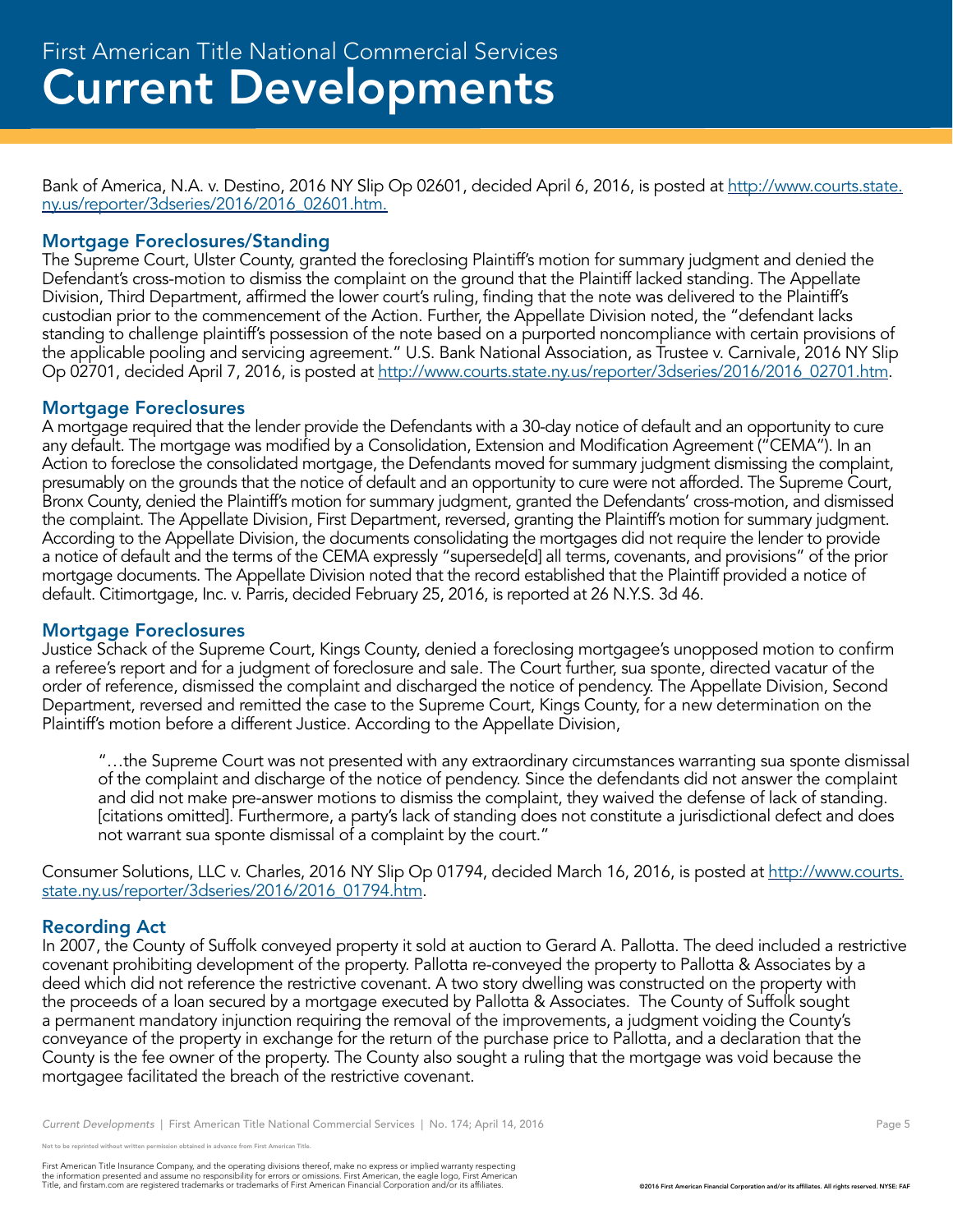Bank of America, N.A. v. Destino, 2016 NY Slip Op 02601, decided April 6, 2016, is posted at [http://www.courts.state.ny.us/reporter/3dseries/2016/2016_02601.htm.](http://www.courts.state.ny.us/reporter/3dseries/2016/2016_02601.htm)

### Mortgage Foreclosures/Standing

The Supreme Court, Ulster County, granted the foreclosing Plaintiff's motion for summary judgment and denied the Defendant's cross-motion to dismiss the complaint on the ground that the Plaintiff lacked standing. The Appellate Division, Third Department, affirmed the lower court's ruling, finding that the note was delivered to the Plaintiff's custodian prior to the commencement of the Action. Further, the Appellate Division noted, the "defendant lacks standing to challenge plaintiff's possession of the note based on a purported noncompliance with certain provisions of the applicable pooling and servicing agreement." U.S. Bank National Association, as Trustee v. Carnivale, 2016 NY Slip Op 02701, decided April 7, 2016, is posted at [http://www.courts.state.ny.us/reporter/3dseries/2016/2016_02701.htm](http://www.courts.state.ny.us/reporter/3dseries/2016/2016_02701.htm).

### Mortgage Foreclosures

A mortgage required that the lender provide the Defendants with a 30-day notice of default and an opportunity to cure any default. The mortgage was modified by a Consolidation, Extension and Modification Agreement ("CEMA"). In an Action to foreclose the consolidated mortgage, the Defendants moved for summary judgment dismissing the complaint, presumably on the grounds that the notice of default and an opportunity to cure were not afforded. The Supreme Court, Bronx County, denied the Plaintiff's motion for summary judgment, granted the Defendants' cross-motion, and dismissed the complaint. The Appellate Division, First Department, reversed, granting the Plaintiff's motion for summary judgment. According to the Appellate Division, the documents consolidating the mortgages did not require the lender to provide a notice of default and the terms of the CEMA expressly "supersede[d] all terms, covenants, and provisions" of the prior mortgage documents. The Appellate Division noted that the record established that the Plaintiff provided a notice of default. Citimortgage, Inc. v. Parris, decided February 25, 2016, is reported at 26 N.Y.S. 3d 46.

### Mortgage Foreclosures

Justice Schack of the Supreme Court, Kings County, denied a foreclosing mortgagee's unopposed motion to confirm a referee's report and for a judgment of foreclosure and sale. The Court further, sua sponte, directed vacatur of the order of reference, dismissed the complaint and discharged the notice of pendency. The Appellate Division, Second Department, reversed and remitted the case to the Supreme Court, Kings County, for a new determination on the Plaintiff's motion before a different Justice. According to the Appellate Division,

> "…the Supreme Court was not presented with any extraordinary circumstances warranting sua sponte dismissal of the complaint and discharge of the notice of pendency. Since the defendants did not answer the complaint and did not make pre-answer motions to dismiss the complaint, they waived the defense of lack of standing. [citations omitted]. Furthermore, a party's lack of standing does not constitute a jurisdictional defect and does not warrant sua sponte dismissal of a complaint by the court."

Consumer Solutions, LLC v. Charles, 2016 NY Slip Op 01794, decided March 16, 2016, is posted at [http://www.courts.state.ny.us/reporter/3dseries/2016/2016_01794.htm](http://www.courts.state.ny.us/reporter/3dseries/2016/2016_01794.htm).

### Recording Act

In 2007, the County of Suffolk conveyed property it sold at auction to Gerard A. Pallotta. The deed included a restrictive covenant prohibiting development of the property. Pallotta re-conveyed the property to Pallotta & Associates by a deed which did not reference the restrictive covenant. A two story dwelling was constructed on the property with the proceeds of a loan secured by a mortgage executed by Pallotta & Associates. The County of Suffolk sought a permanent mandatory injunction requiring the removal of the improvements, a judgment voiding the County's conveyance of the property in exchange for the return of the purchase price to Pallotta, and a declaration that the County is the fee owner of the property. The County also sought a ruling that the mortgage was void because the mortgagee facilitated the breach of the restrictive covenant.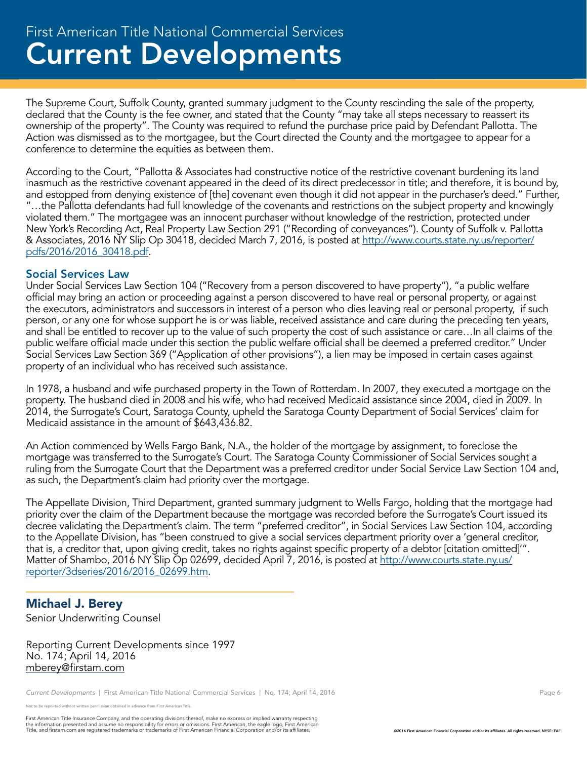The Supreme Court, Suffolk County, granted summary judgment to the County rescinding the sale of the property, declared that the County is the fee owner, and stated that the County "may take all steps necessary to reassert its ownership of the property". The County was required to refund the purchase price paid by Defendant Pallotta. The Action was dismissed as to the mortgagee, but the Court directed the County and the mortgagee to appear for a conference to determine the equities as between them.

According to the Court, "Pallotta & Associates had constructive notice of the restrictive covenant burdening its land inasmuch as the restrictive covenant appeared in the deed of its direct predecessor in title; and therefore, it is bound by, and estopped from denying existence of [the] covenant even though it did not appear in the purchaser's deed." Further, "…the Pallotta defendants had full knowledge of the covenants and restrictions on the subject property and knowingly violated them." The mortgagee was an innocent purchaser without knowledge of the restriction, protected under New York's Recording Act, Real Property Law Section 291 ("Recording of conveyances"). County of Suffolk v. Pallotta & Associates, 2016 NY Slip Op 30418, decided March 7, 2016, is posted at [http://www.courts.state.ny.us/reporter/pdfs/2016/2016_30418.pdf](http://www.courts.state.ny.us/reporter/pdfs/2016/2016_30418.pdf).

### Social Services Law

Under Social Services Law Section 104 ("Recovery from a person discovered to have property"), "a public welfare official may bring an action or proceeding against a person discovered to have real or personal property, or against the executors, administrators and successors in interest of a person who dies leaving real or personal property, if such person, or any one for whose support he is or was liable, received assistance and care during the preceding ten years, and shall be entitled to recover up to the value of such property the cost of such assistance or care…In all claims of the public welfare official made under this section the public welfare official shall be deemed a preferred creditor." Under Social Services Law Section 369 ("Application of other provisions"), a lien may be imposed in certain cases against property of an individual who has received such assistance.

In 1978, a husband and wife purchased property in the Town of Rotterdam. In 2007, they executed a mortgage on the property. The husband died in 2008 and his wife, who had received Medicaid assistance since 2004, died in 2009. In 2014, the Surrogate's Court, Saratoga County, upheld the Saratoga County Department of Social Services' claim for Medicaid assistance in the amount of $643,436.82.

An Action commenced by Wells Fargo Bank, N.A., the holder of the mortgage by assignment, to foreclose the mortgage was transferred to the Surrogate's Court. The Saratoga County Commissioner of Social Services sought a ruling from the Surrogate Court that the Department was a preferred creditor under Social Service Law Section 104 and, as such, the Department's claim had priority over the mortgage.

The Appellate Division, Third Department, granted summary judgment to Wells Fargo, holding that the mortgage had priority over the claim of the Department because the mortgage was recorded before the Surrogate's Court issued its decree validating the Department's claim. The term "preferred creditor", in Social Services Law Section 104, according to the Appellate Division, has "been construed to give a social services department priority over a 'general creditor, that is, a creditor that, upon giving credit, takes no rights against specific property of a debtor [citation omitted]'". Matter of Shambo, 2016 NY Slip Op 02699, decided April 7, 2016, is posted at [http://www.courts.state.ny.us/reporter/3dseries/2016/2016_02699.htm](http://www.courts.state.ny.us/reporter/3dseries/2016/2016_02699.htm).

---

**Michael J. Berey**
Senior Underwriting Counsel

Reporting Current Developments since 1997
No. 174; April 14, 2016
[mberey@firstam.com](mailto:mberey@firstam.com)

Not to be reprinted without written permission obtained in advance from First American Title.

First American Title Insurance Company, and the operating divisions thereof, make no express or implied warranty respecting the information presented and assume no responsibility for errors or omissions. First American, the eagle logo, First American Title, and firstam.com are registered trademarks or trademarks of First American Financial Corporation and/or its affiliates.

©2016 First American Financial Corporation and/or its affiliates. All rights reserved. NYSE: FAF